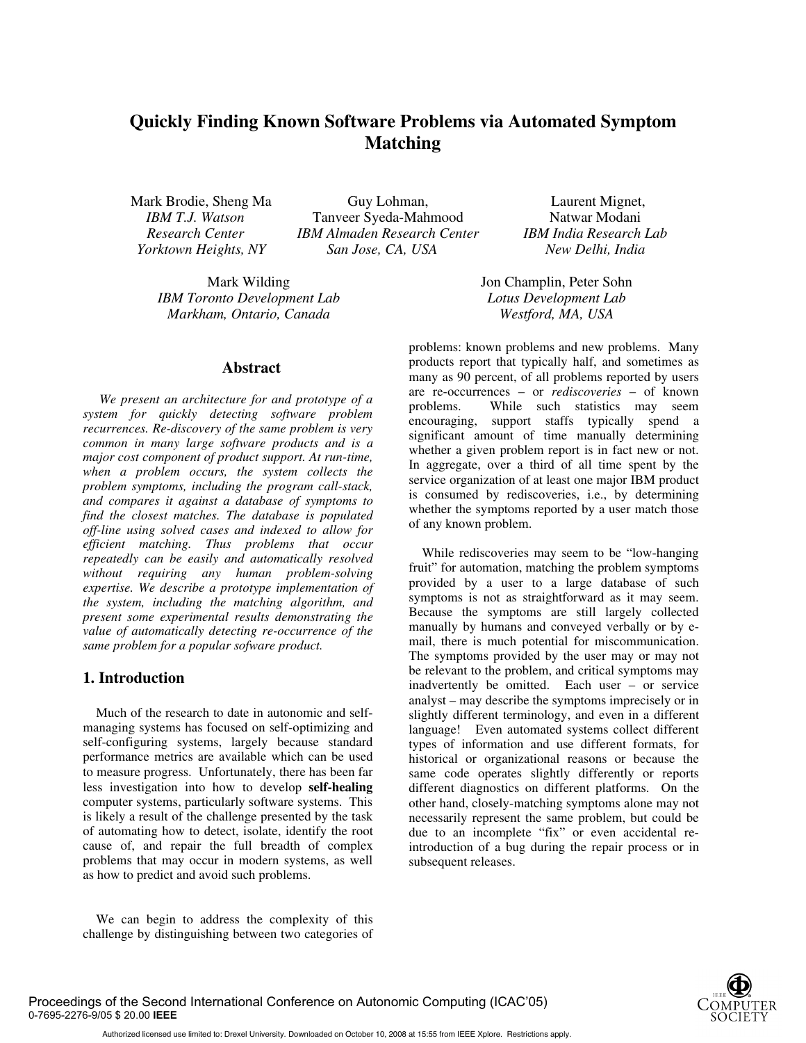# Quickly Finding Known Software Problems via Automated Symptom Matching

Mark Brodie, Sheng Ma
*IBM T.J. Watson Research Center*
*Yorktown Heights, NY*

Guy Lohman, Tanveer Syeda-Mahmood
*IBM Almaden Research Center*
*San Jose, CA, USA*

Laurent Mignet, Natwar Modani
*IBM India Research Lab*
*New Delhi, India*

Mark Wilding
*IBM Toronto Development Lab*
*Markham, Ontario, Canada*

Jon Champlin, Peter Sohn
*Lotus Development Lab*
*Westford, MA, USA*

## Abstract

*We present an architecture for and prototype of a system for quickly detecting software problem recurrences. Re-discovery of the same problem is very common in many large software products and is a major cost component of product support. At run-time, when a problem occurs, the system collects the problem symptoms, including the program call-stack, and compares it against a database of symptoms to find the closest matches. The database is populated off-line using solved cases and indexed to allow for efficient matching. Thus problems that occur repeatedly can be easily and automatically resolved without requiring any human problem-solving expertise. We describe a prototype implementation of the system, including the matching algorithm, and present some experimental results demonstrating the value of automatically detecting re-occurrence of the same problem for a popular sofware product.*

## 1. Introduction

Much of the research to date in autonomic and self-managing systems has focused on self-optimizing and self-configuring systems, largely because standard performance metrics are available which can be used to measure progress. Unfortunately, there has been far less investigation into how to develop **self-healing** computer systems, particularly software systems. This is likely a result of the challenge presented by the task of automating how to detect, isolate, identify the root cause of, and repair the full breadth of complex problems that may occur in modern systems, as well as how to predict and avoid such problems.

We can begin to address the complexity of this challenge by distinguishing between two categories of problems: known problems and new problems. Many products report that typically half, and sometimes as many as 90 percent, of all problems reported by users are re-occurrences – or *rediscoveries* – of known problems. While such statistics may seem encouraging, support staffs typically spend a significant amount of time manually determining whether a given problem report is in fact new or not. In aggregate, over a third of all time spent by the service organization of at least one major IBM product is consumed by rediscoveries, i.e., by determining whether the symptoms reported by a user match those of any known problem.

While rediscoveries may seem to be "low-hanging fruit" for automation, matching the problem symptoms provided by a user to a large database of such symptoms is not as straightforward as it may seem. Because the symptoms are still largely collected manually by humans and conveyed verbally or by e-mail, there is much potential for miscommunication. The symptoms provided by the user may or may not be relevant to the problem, and critical symptoms may inadvertently be omitted. Each user – or service analyst – may describe the symptoms imprecisely or in slightly different terminology, and even in a different language! Even automated systems collect different types of information and use different formats, for historical or organizational reasons or because the same code operates slightly differently or reports different diagnostics on different platforms. On the other hand, closely-matching symptoms alone may not necessarily represent the same problem, but could be due to an incomplete "fix" or even accidental re-introduction of a bug during the repair process or in subsequent releases.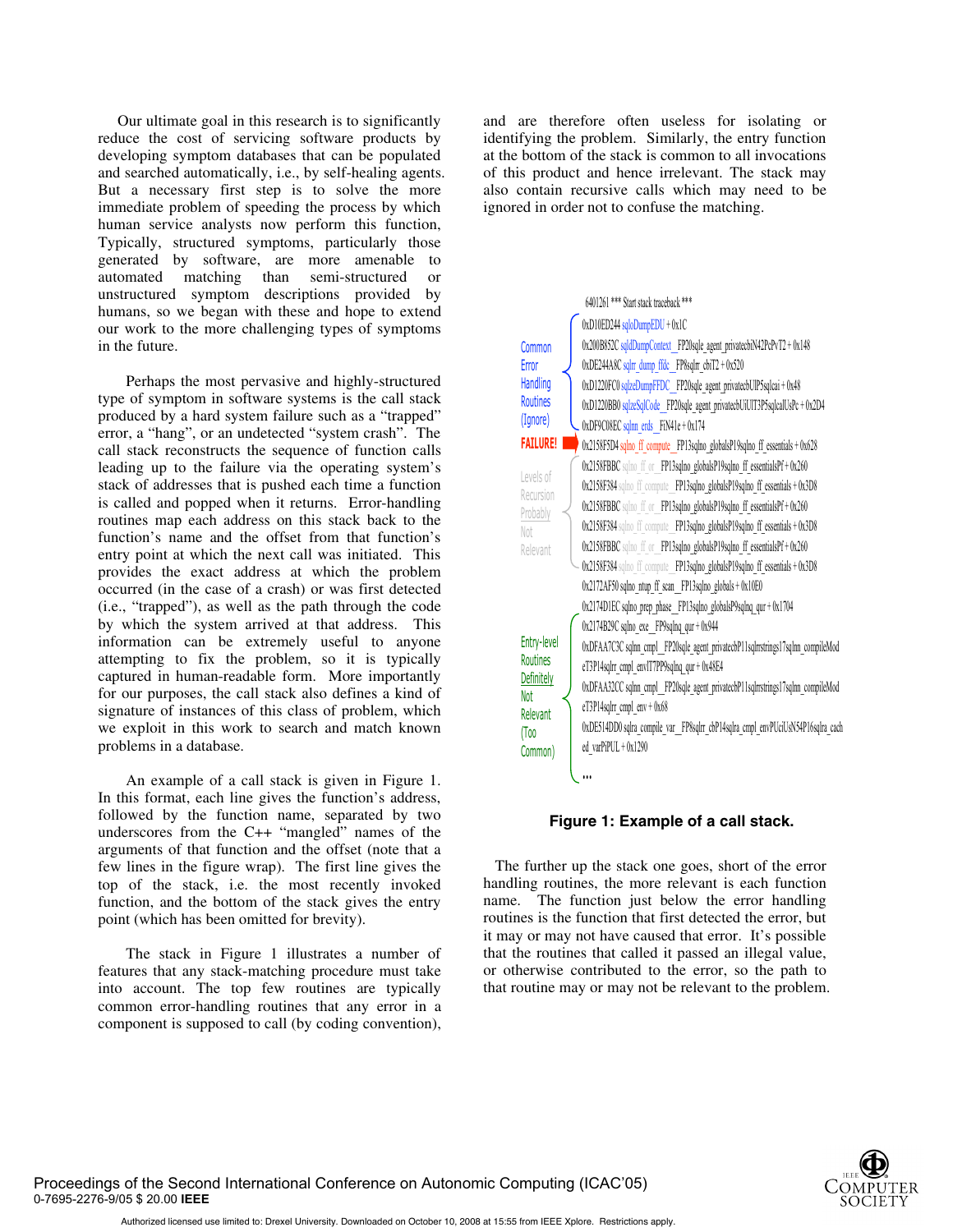Our ultimate goal in this research is to significantly reduce the cost of servicing software products by developing symptom databases that can be populated and searched automatically, i.e., by self-healing agents. But a necessary first step is to solve the more immediate problem of speeding the process by which human service analysts now perform this function, Typically, structured symptoms, particularly those generated by software, are more amenable to automated matching than semi-structured or unstructured symptom descriptions provided by humans, so we began with these and hope to extend our work to the more challenging types of symptoms in the future.

Perhaps the most pervasive and highly-structured type of symptom in software systems is the call stack produced by a hard system failure such as a "trapped" error, a "hang", or an undetected "system crash". The call stack reconstructs the sequence of function calls leading up to the failure via the operating system's stack of addresses that is pushed each time a function is called and popped when it returns. Error-handling routines map each address on this stack back to the function's name and the offset from that function's entry point at which the next call was initiated. This provides the exact address at which the problem occurred (in the case of a crash) or was first detected (i.e., "trapped"), as well as the path through the code by which the system arrived at that address. This information can be extremely useful to anyone attempting to fix the problem, so it is typically captured in human-readable form. More importantly for our purposes, the call stack also defines a kind of signature of instances of this class of problem, which we exploit in this work to search and match known problems in a database.

An example of a call stack is given in Figure 1. In this format, each line gives the function's address, followed by the function name, separated by two underscores from the C++ "mangled" names of the arguments of that function and the offset (note that a few lines in the figure wrap). The first line gives the top of the stack, i.e. the most recently invoked function, and the bottom of the stack gives the entry point (which has been omitted for brevity).

The stack in Figure 1 illustrates a number of features that any stack-matching procedure must take into account. The top few routines are typically common error-handling routines that any error in a component is supposed to call (by coding convention), and are therefore often useless for isolating or identifying the problem. Similarly, the entry function at the bottom of the stack is common to all invocations of this product and hence irrelevant. The stack may also contain recursive calls which may need to be ignored in order not to confuse the matching.

```
6401261 *** Start stack traceback ***

Common Error Handling Routines (Ignore)
0xD10ED244 sqloDumpEDU + 0x1C
0x200B852C sqldDumpContext__FP20sqle_agent_privatecbiN42PcPvT2 + 0x148
0xDE244A8C sqlr_dump_ffdc__FP8sqlrr_cbiT2 + 0x520
0xD1220FC0 sqlzeDumpFFDC__FP20sqle_agent_privatecbUlP5sqlcai + 0x48
0xD1220BB0 sqlzeSqlCode__FP20sqle_agent_privatecbUiUlT3P5sqlcaIUsPc + 0x2D4
0xDF9C08EC sqlnn_erds__FiN41e + 0x174

FAILURE!
0x2158F5D4 sqlno_ff_compute__FP13sqlno_globalsP19sqlno_ff_essentials + 0x628

Levels of Recursion Probably Not Relevant
0x2158FBBC sqlno_ff_or__FP13sqlno_globalsP19sqlno_ff_essentialsPf + 0x260
0x2158F384 sqlno_ff_compute__FP13sqlno_globalsP19sqlno_ff_essentials + 0x3D8
0x2158FBBC sqlno_ff_or__FP13sqlno_globalsP19sqlno_ff_essentialsPf + 0x260
0x2158F384 sqlno_ff_compute__FP13sqlno_globalsP19sqlno_ff_essentials + 0x3D8
0x2158FBBC sqlno_ff_or__FP13sqlno_globalsP19sqlno_ff_essentialsPf + 0x260
0x2158F384 sqlno_ff_compute__FP13sqlno_globalsP19sqlno_ff_essentials + 0x3D8

0x2172AF50 sqlno_ntup_ff_scan__FP13sqlno_globals + 0x10E0

Entry-level Routines Definitely Not Relevant (Too Common)
0x2174D1EC sqlno_prep_phase__FP13sqlno_globalsP9sqlnq_qur + 0x1704
0x2174B29C sqlno_exe__FP9sqlnq_qur + 0x944
0xDFAA7C3C sqlnn_cmpl__FP20sqle_agent_privatecbP11sqlrrstrings17sqlnn_compileMod
eT3P14sqlrr_cmpl_envIT7PP9sqlnq_qur + 0x48E4
0xDFAA32CC sqlnn_cmpl__FP20sqle_agent_privatecbP11sqlrrstrings17sqlnn_compileMod
eT3P14sqlrr_cmpl_env + 0x68
0xDE514DD0 sqlra_compile_var__FP8sqlrr_cbP14sqlra_cmpl_envPUciUsN54P16sqlra_cach
ed_varPiPUL + 0x1290
...
```

**Figure 1: Example of a call stack.**

The further up the stack one goes, short of the error handling routines, the more relevant is each function name. The function just below the error handling routines is the function that first detected the error, but it may or may not have caused that error. It's possible that the routines that called it passed an illegal value, or otherwise contributed to the error, so the path to that routine may or may not be relevant to the problem.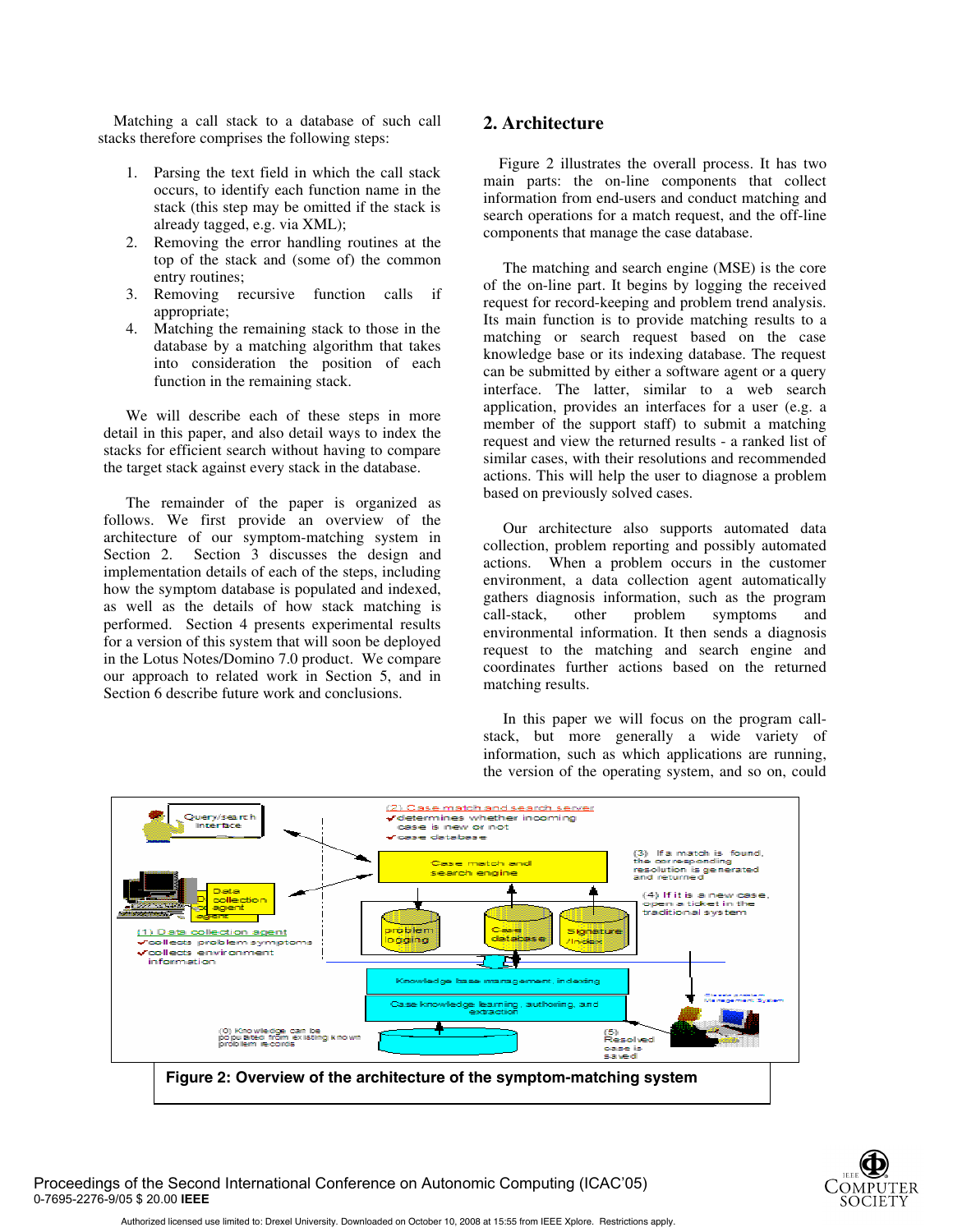Matching a call stack to a database of such call stacks therefore comprises the following steps:

1. Parsing the text field in which the call stack occurs, to identify each function name in the stack (this step may be omitted if the stack is already tagged, e.g. via XML);
2. Removing the error handling routines at the top of the stack and (some of) the common entry routines;
3. Removing recursive function calls if appropriate;
4. Matching the remaining stack to those in the database by a matching algorithm that takes into consideration the position of each function in the remaining stack.

We will describe each of these steps in more detail in this paper, and also detail ways to index the stacks for efficient search without having to compare the target stack against every stack in the database.

The remainder of the paper is organized as follows. We first provide an overview of the architecture of our symptom-matching system in Section 2. Section 3 discusses the design and implementation details of each of the steps, including how the symptom database is populated and indexed, as well as the details of how stack matching is performed. Section 4 presents experimental results for a version of this system that will soon be deployed in the Lotus Notes/Domino 7.0 product. We compare our approach to related work in Section 5, and in Section 6 describe future work and conclusions.

## 2. Architecture

Figure 2 illustrates the overall process. It has two main parts: the on-line components that collect information from end-users and conduct matching and search operations for a match request, and the off-line components that manage the case database.

The matching and search engine (MSE) is the core of the on-line part. It begins by logging the received request for record-keeping and problem trend analysis. Its main function is to provide matching results to a matching or search request based on the case knowledge base or its indexing database. The request can be submitted by either a software agent or a query interface. The latter, similar to a web search application, provides an interfaces for a user (e.g. a member of the support staff) to submit a matching request and view the returned results - a ranked list of similar cases, with their resolutions and recommended actions. This will help the user to diagnose a problem based on previously solved cases.

Our architecture also supports automated data collection, problem reporting and possibly automated actions. When a problem occurs in the customer environment, a data collection agent automatically gathers diagnosis information, such as the program call-stack, other problem symptoms and environmental information. It then sends a diagnosis request to the matching and search engine and coordinates further actions based on the returned matching results.

In this paper we will focus on the program call-stack, but more generally a wide variety of information, such as which applications are running, the version of the operating system, and so on, could

**Figure 2: Overview of the architecture of the symptom-matching system**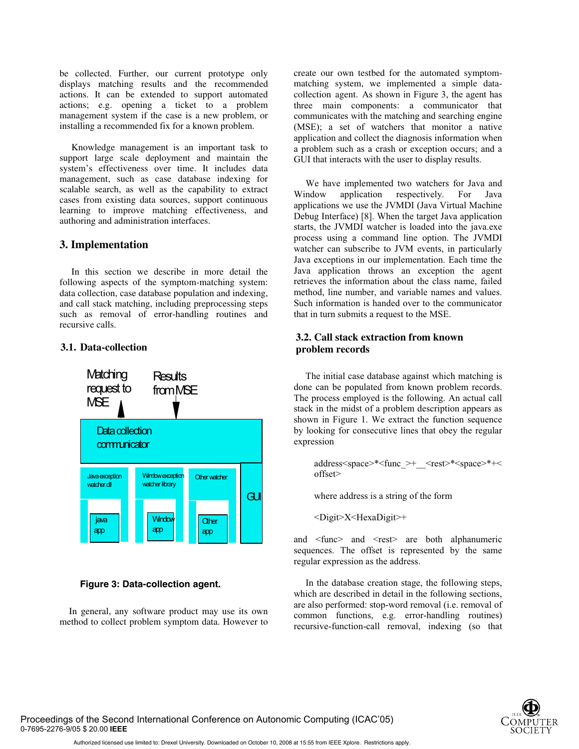be collected. Further, our current prototype only displays matching results and the recommended actions. It can be extended to support automated actions; e.g. opening a ticket to a problem management system if the case is a new problem, or installing a recommended fix for a known problem.

Knowledge management is an important task to support large scale deployment and maintain the system's effectiveness over time. It includes data management, such as case database indexing for scalable search, as well as the capability to extract cases from existing data sources, support continuous learning to improve matching effectiveness, and authoring and administration interfaces.

## 3. Implementation

In this section we describe in more detail the following aspects of the symptom-matching system: data collection, case database population and indexing, and call stack matching, including preprocessing steps such as removal of error-handling routines and recursive calls.

### 3.1. Data-collection

Matching request to MSE

Results from MSE

Data collection communicator

Java exception watcher.dll

Window exception watcher library

Other watcher

GUI

java app

Window app

Other app

**Figure 3: Data-collection agent.**

In general, any software product may use its own method to collect problem symptom data. However to create our own testbed for the automated symptom-matching system, we implemented a simple data-collection agent. As shown in Figure 3, the agent has three main components: a communicator that communicates with the matching and searching engine (MSE); a set of watchers that monitor a native application and collect the diagnosis information when a problem such as a crash or exception occurs; and a GUI that interacts with the user to display results.

We have implemented two watchers for Java and Window application respectively. For Java applications we use the JVMDI (Java Virtual Machine Debug Interface) [8]. When the target Java application starts, the JVMDI watcher is loaded into the java.exe process using a command line option. The JVMDI watcher can subscribe to JVM events, in particularly Java exceptions in our implementation. Each time the Java application throws an exception the agent retrieves the information about the class name, failed method, line number, and variable names and values. Such information is handed over to the communicator that in turn submits a request to the MSE.

### 3.2. Call stack extraction from known problem records

The initial case database against which matching is done can be populated from known problem records. The process employed is the following. An actual call stack in the midst of a problem description appears as shown in Figure 1. We extract the function sequence by looking for consecutive lines that obey the regular expression

address<space>*<func_>+__<rest>*<space>*+<offset>

where address is a string of the form

<Digit>X<HexaDigit>+

and <func> and <rest> are both alphanumeric sequences. The offset is represented by the same regular expression as the address.

In the database creation stage, the following steps, which are described in detail in the following sections, are also performed: stop-word removal (i.e. removal of common functions, e.g. error-handling routines) recursive-function-call removal, indexing (so that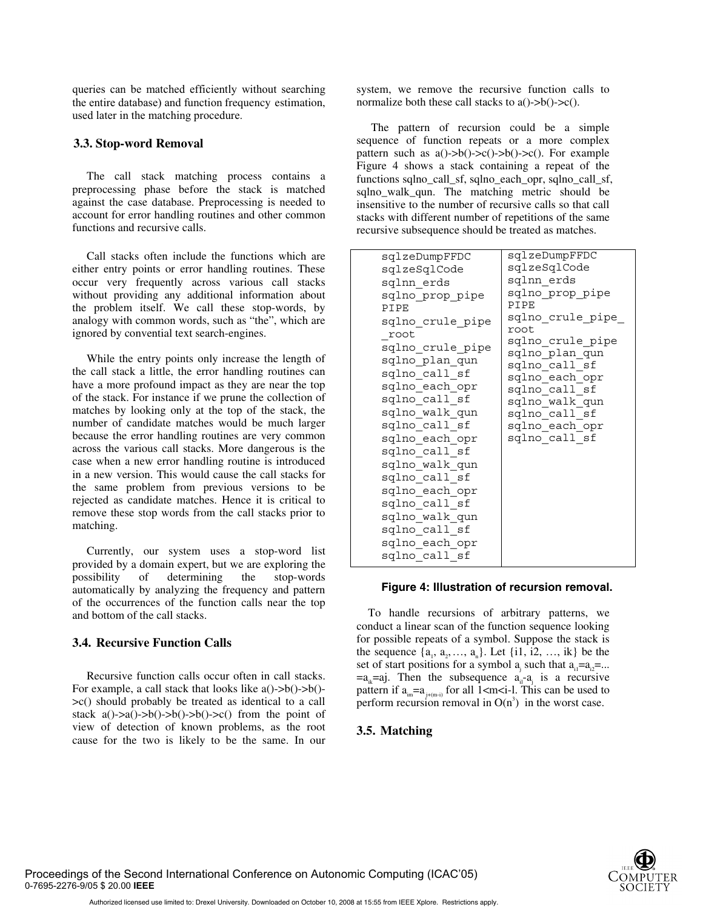queries can be matched efficiently without searching the entire database) and function frequency estimation, used later in the matching procedure.

### 3.3. Stop-word Removal

The call stack matching process contains a preprocessing phase before the stack is matched against the case database. Preprocessing is needed to account for error handling routines and other common functions and recursive calls.

Call stacks often include the functions which are either entry points or error handling routines. These occur very frequently across various call stacks without providing any additional information about the problem itself. We call these stop-words, by analogy with common words, such as "the", which are ignored by convential text search-engines.

While the entry points only increase the length of the call stack a little, the error handling routines can have a more profound impact as they are near the top of the stack. For instance if we prune the collection of matches by looking only at the top of the stack, the number of candidate matches would be much larger because the error handling routines are very common across the various call stacks. More dangerous is the case when a new error handling routine is introduced in a new version. This would cause the call stacks for the same problem from previous versions to be rejected as candidate matches. Hence it is critical to remove these stop words from the call stacks prior to matching.

Currently, our system uses a stop-word list provided by a domain expert, but we are exploring the possibility of determining the stop-words automatically by analyzing the frequency and pattern of the occurrences of the function calls near the top and bottom of the call stacks.

### 3.4. Recursive Function Calls

Recursive function calls occur often in call stacks. For example, a call stack that looks like a()->b()->b()->c() should probably be treated as identical to a call stack a()->a()->b()->b()->b()->c() from the point of view of detection of known problems, as the root cause for the two is likely to be the same. In our system, we remove the recursive function calls to normalize both these call stacks to a()->b()->c().

The pattern of recursion could be a simple sequence of function repeats or a more complex pattern such as a()->b()->c()->b()->c(). For example Figure 4 shows a stack containing a repeat of the functions sqlno_call_sf, sqlno_each_opr, sqlno_call_sf, sqlno_walk_qun. The matching metric should be insensitive to the number of recursive calls so that call stacks with different number of repetitions of the same recursive subsequence should be treated as matches.

| | |
|---|---|
| sqlzeDumpFFDC<br>sqlzeSqlCode<br>sqlnn_erds<br>sqlno_prop_pipe<br>PIPE<br>sqlno_crule_pipe_root<br>sqlno_crule_pipe<br>sqlno_plan_qun<br>sqlno_call_sf<br>sqlno_each_opr<br>sqlno_call_sf<br>sqlno_walk_qun<br>sqlno_call_sf<br>sqlno_each_opr<br>sqlno_call_sf<br>sqlno_walk_qun<br>sqlno_call_sf<br>sqlno_each_opr<br>sqlno_call_sf<br>sqlno_walk_qun<br>sqlno_call_sf<br>sqlno_each_opr<br>sqlno_call_sf | sqlzeDumpFFDC<br>sqlzeSqlCode<br>sqlnn_erds<br>sqlno_prop_pipe<br>PIPE<br>sqlno_crule_pipe_root<br>sqlno_crule_pipe<br>sqlno_plan_qun<br>sqlno_call_sf<br>sqlno_each_opr<br>sqlno_call_sf<br>sqlno_walk_qun<br>sqlno_call_sf<br>sqlno_each_opr<br>sqlno_call_sf |

**Figure 4: Illustration of recursion removal.**

To handle recursions of arbitrary patterns, we conduct a linear scan of the function sequence looking for possible repeats of a symbol. Suppose the stack is the sequence $\{a_1, a_2, \ldots, a_n\}$. Let $\{i1, i2, \ldots, ik\}$ be the set of start positions for a symbol $a_j$ such that $a_{i1}=a_{i2}=\ldots=a_{ik}=aj$. Then the subsequence $a_{il}$-$a_j$ is a recursive pattern if $a_{im}=a_{j+(m-i)}$ for all 1<m<i-l. This can be used to perform recursion removal in $O(n^3)$ in the worst case.

### 3.5. Matching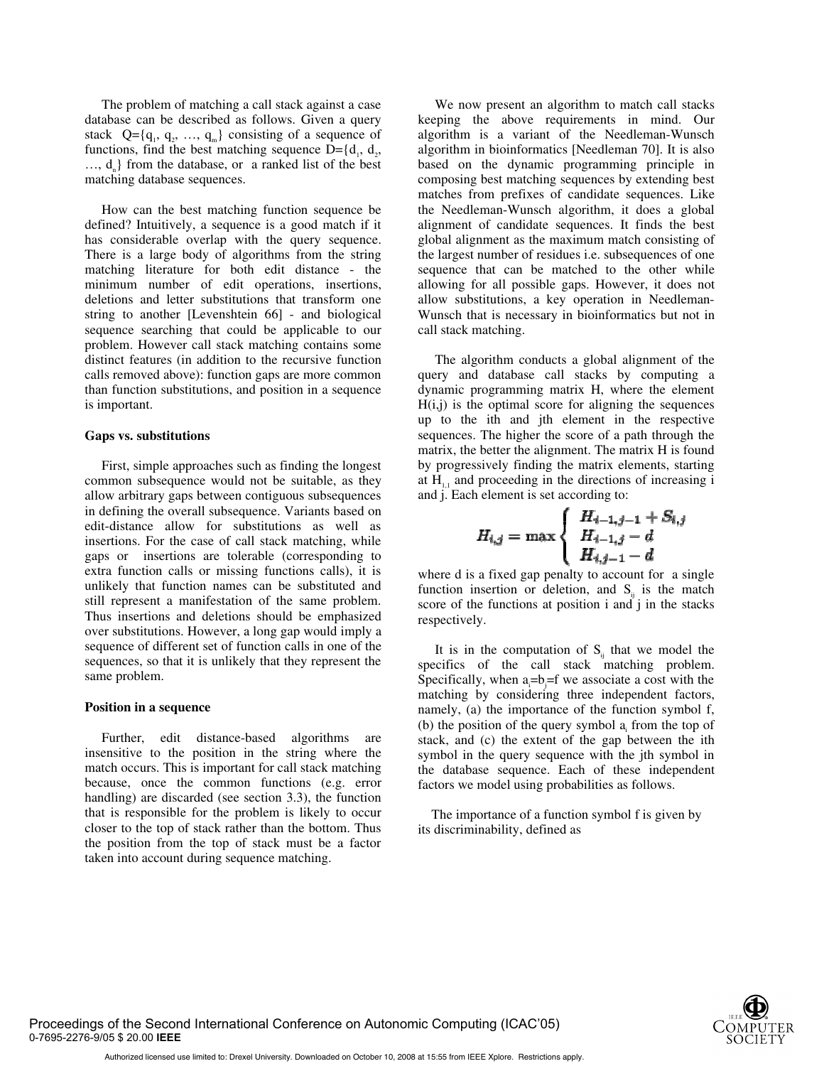The problem of matching a call stack against a case database can be described as follows. Given a query stack $Q=\{q_1, q_2, \ldots, q_m\}$ consisting of a sequence of functions, find the best matching sequence $D=\{d_1, d_2, \ldots, d_n\}$ from the database, or a ranked list of the best matching database sequences.

How can the best matching function sequence be defined? Intuitively, a sequence is a good match if it has considerable overlap with the query sequence. There is a large body of algorithms from the string matching literature for both edit distance - the minimum number of edit operations, insertions, deletions and letter substitutions that transform one string to another [Levenshtein 66] - and biological sequence searching that could be applicable to our problem. However call stack matching contains some distinct features (in addition to the recursive function calls removed above): function gaps are more common than function substitutions, and position in a sequence is important.

**Gaps vs. substitutions**

First, simple approaches such as finding the longest common subsequence would not be suitable, as they allow arbitrary gaps between contiguous subsequences in defining the overall subsequence. Variants based on edit-distance allow for substitutions as well as insertions. For the case of call stack matching, while gaps or insertions are tolerable (corresponding to extra function calls or missing functions calls), it is unlikely that function names can be substituted and still represent a manifestation of the same problem. Thus insertions and deletions should be emphasized over substitutions. However, a long gap would imply a sequence of different set of function calls in one of the sequences, so that it is unlikely that they represent the same problem.

**Position in a sequence**

Further, edit distance-based algorithms are insensitive to the position in the string where the match occurs. This is important for call stack matching because, once the common functions (e.g. error handling) are discarded (see section 3.3), the function that is responsible for the problem is likely to occur closer to the top of stack rather than the bottom. Thus the position from the top of stack must be a factor taken into account during sequence matching.

We now present an algorithm to match call stacks keeping the above requirements in mind. Our algorithm is a variant of the Needleman-Wunsch algorithm in bioinformatics [Needleman 70]. It is also based on the dynamic programming principle in composing best matching sequences by extending best matches from prefixes of candidate sequences. Like the Needleman-Wunsch algorithm, it does a global alignment of candidate sequences. It finds the best global alignment as the maximum match consisting of the largest number of residues i.e. subsequences of one sequence that can be matched to the other while allowing for all possible gaps. However, it does not allow substitutions, a key operation in Needleman-Wunsch that is necessary in bioinformatics but not in call stack matching.

The algorithm conducts a global alignment of the query and database call stacks by computing a dynamic programming matrix H, where the element H(i,j) is the optimal score for aligning the sequences up to the ith and jth element in the respective sequences. The higher the score of a path through the matrix, the better the alignment. The matrix H is found by progressively finding the matrix elements, starting at $H_{1,1}$ and proceeding in the directions of increasing i and j. Each element is set according to:

$$H_{i,j} = \max \begin{cases} H_{i-1,j-1} + S_{i,j} \\ H_{i-1,j} - d \\ H_{i,j-1} - d \end{cases}$$

where d is a fixed gap penalty to account for a single function insertion or deletion, and $S_{ij}$ is the match score of the functions at position i and j in the stacks respectively.

It is in the computation of $S_{ij}$ that we model the specifics of the call stack matching problem. Specifically, when $a_i=b_j=f$ we associate a cost with the matching by considering three independent factors, namely, (a) the importance of the function symbol f, (b) the position of the query symbol $a_i$ from the top of stack, and (c) the extent of the gap between the ith symbol in the query sequence with the jth symbol in the database sequence. Each of these independent factors we model using probabilities as follows.

The importance of a function symbol f is given by its discriminability, defined as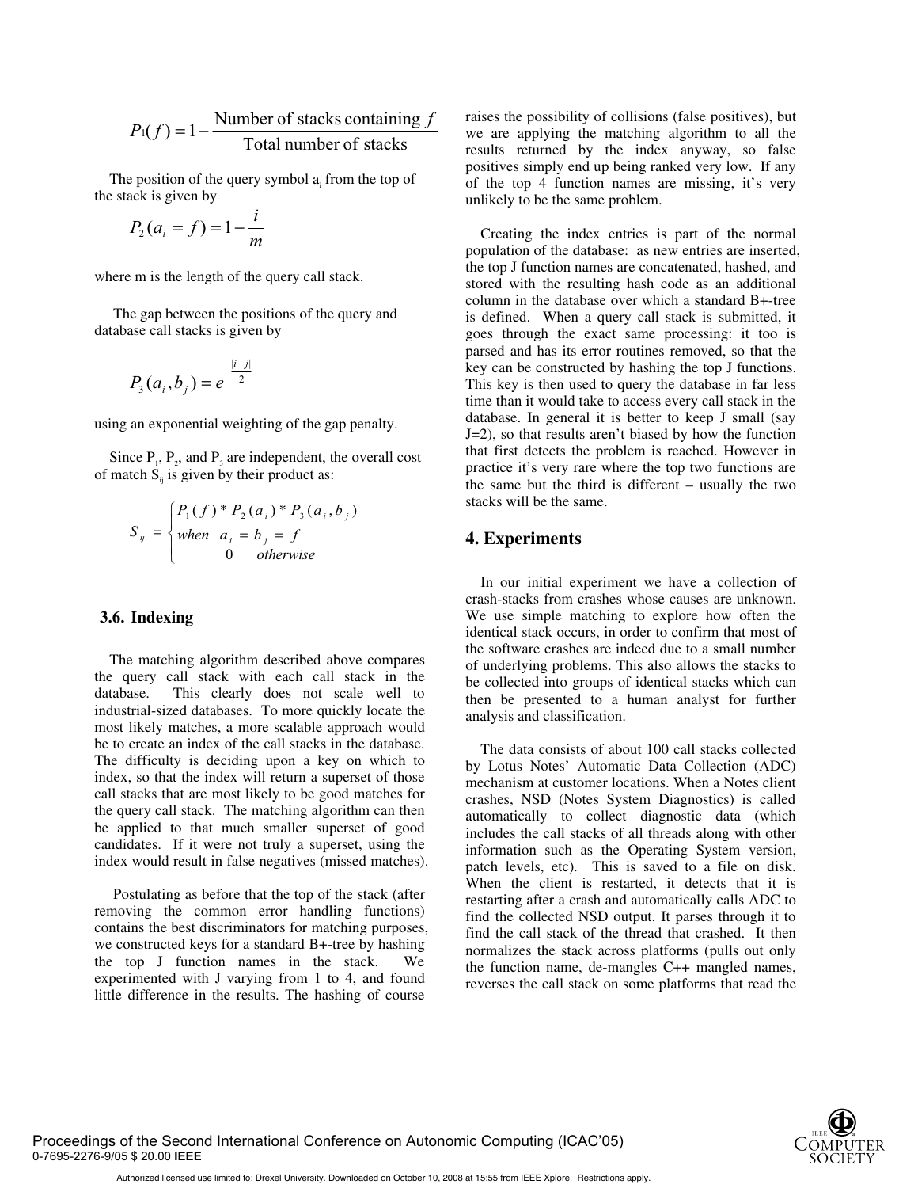$$P_1(f) = 1 - \frac{\text{Number of stacks containing } f}{\text{Total number of stacks}}$$

The position of the query symbol $a_i$ from the top of the stack is given by

$$P_2(a_i = f) = 1 - \frac{i}{m}$$

where m is the length of the query call stack.

The gap between the positions of the query and database call stacks is given by

$$P_3(a_i, b_j) = e^{-\frac{|i-j|}{2}}$$

using an exponential weighting of the gap penalty.

Since $P_1$, $P_2$, and $P_3$ are independent, the overall cost of match $S_{ij}$ is given by their product as:

$$S_{ij} = \begin{cases} P_1(f) * P_2(a_i) * P_3(a_i, b_j) \\ when \quad a_i = b_j = f \\ 0 \quad otherwise \end{cases}$$

### 3.6. Indexing

The matching algorithm described above compares the query call stack with each call stack in the database. This clearly does not scale well to industrial-sized databases. To more quickly locate the most likely matches, a more scalable approach would be to create an index of the call stacks in the database. The difficulty is deciding upon a key on which to index, so that the index will return a superset of those call stacks that are most likely to be good matches for the query call stack. The matching algorithm can then be applied to that much smaller superset of good candidates. If it were not truly a superset, using the index would result in false negatives (missed matches).

Postulating as before that the top of the stack (after removing the common error handling functions) contains the best discriminators for matching purposes, we constructed keys for a standard B+-tree by hashing the top J function names in the stack. We experimented with J varying from 1 to 4, and found little difference in the results. The hashing of course raises the possibility of collisions (false positives), but we are applying the matching algorithm to all the results returned by the index anyway, so false positives simply end up being ranked very low. If any of the top 4 function names are missing, it's very unlikely to be the same problem.

Creating the index entries is part of the normal population of the database: as new entries are inserted, the top J function names are concatenated, hashed, and stored with the resulting hash code as an additional column in the database over which a standard B+-tree is defined. When a query call stack is submitted, it goes through the exact same processing: it too is parsed and has its error routines removed, so that the key can be constructed by hashing the top J functions. This key is then used to query the database in far less time than it would take to access every call stack in the database. In general it is better to keep J small (say J=2), so that results aren't biased by how the function that first detects the problem is reached. However in practice it's very rare where the top two functions are the same but the third is different – usually the two stacks will be the same.

## 4. Experiments

In our initial experiment we have a collection of crash-stacks from crashes whose causes are unknown. We use simple matching to explore how often the identical stack occurs, in order to confirm that most of the software crashes are indeed due to a small number of underlying problems. This also allows the stacks to be collected into groups of identical stacks which can then be presented to a human analyst for further analysis and classification.

The data consists of about 100 call stacks collected by Lotus Notes' Automatic Data Collection (ADC) mechanism at customer locations. When a Notes client crashes, NSD (Notes System Diagnostics) is called automatically to collect diagnostic data (which includes the call stacks of all threads along with other information such as the Operating System version, patch levels, etc). This is saved to a file on disk. When the client is restarted, it detects that it is restarting after a crash and automatically calls ADC to find the collected NSD output. It parses through it to find the call stack of the thread that crashed. It then normalizes the stack across platforms (pulls out only the function name, de-mangles C++ mangled names, reverses the call stack on some platforms that read the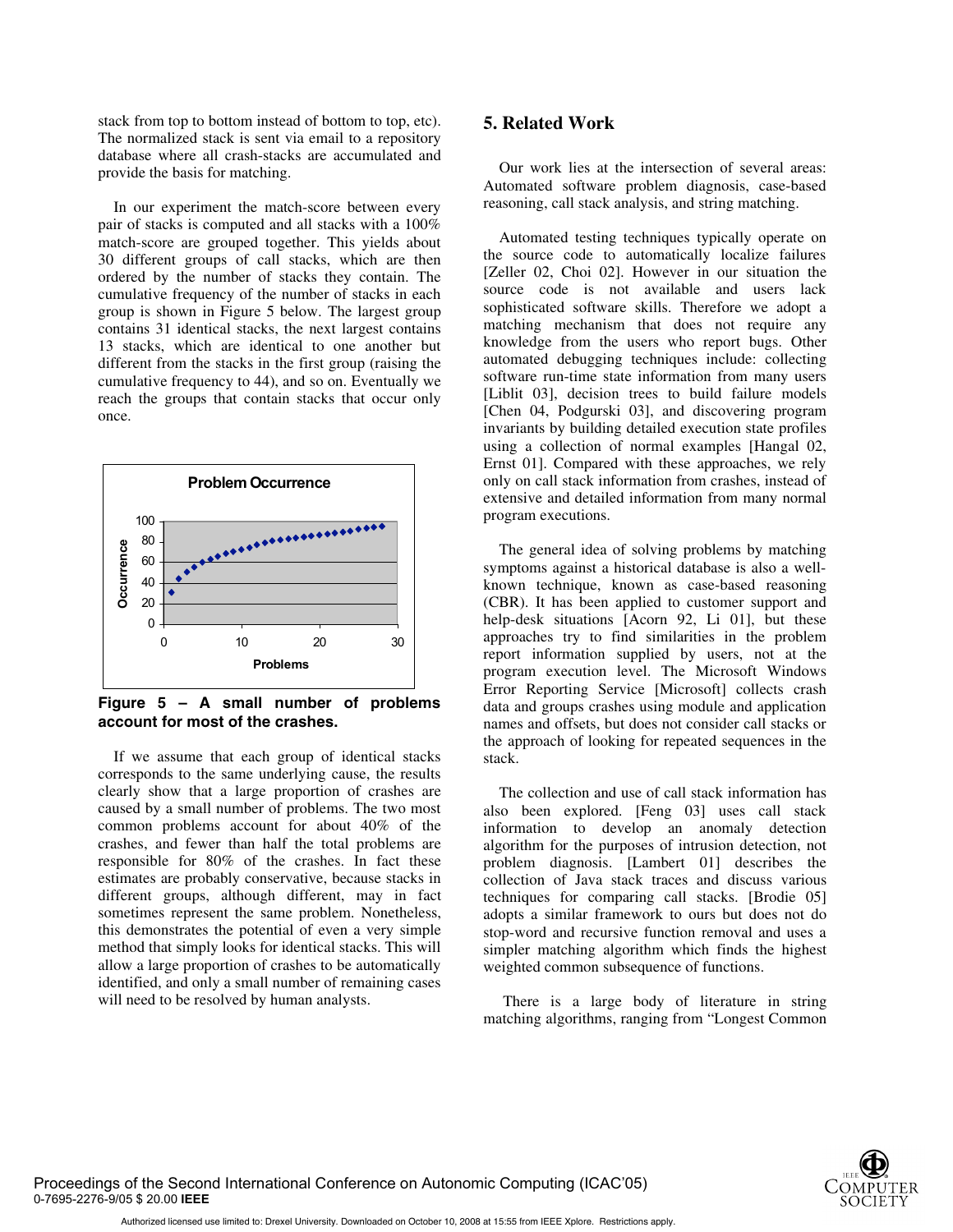stack from top to bottom instead of bottom to top, etc). The normalized stack is sent via email to a repository database where all crash-stacks are accumulated and provide the basis for matching.

In our experiment the match-score between every pair of stacks is computed and all stacks with a 100% match-score are grouped together. This yields about 30 different groups of call stacks, which are then ordered by the number of stacks they contain. The cumulative frequency of the number of stacks in each group is shown in Figure 5 below. The largest group contains 31 identical stacks, the next largest contains 13 stacks, which are identical to one another but different from the stacks in the first group (raising the cumulative frequency to 44), and so on. Eventually we reach the groups that contain stacks that occur only once.

**Figure 5 – A small number of problems account for most of the crashes.**

If we assume that each group of identical stacks corresponds to the same underlying cause, the results clearly show that a large proportion of crashes are caused by a small number of problems. The two most common problems account for about 40% of the crashes, and fewer than half the total problems are responsible for 80% of the crashes. In fact these estimates are probably conservative, because stacks in different groups, although different, may in fact sometimes represent the same problem. Nonetheless, this demonstrates the potential of even a very simple method that simply looks for identical stacks. This will allow a large proportion of crashes to be automatically identified, and only a small number of remaining cases will need to be resolved by human analysts.

## 5. Related Work

Our work lies at the intersection of several areas: Automated software problem diagnosis, case-based reasoning, call stack analysis, and string matching.

Automated testing techniques typically operate on the source code to automatically localize failures [Zeller 02, Choi 02]. However in our situation the source code is not available and users lack sophisticated software skills. Therefore we adopt a matching mechanism that does not require any knowledge from the users who report bugs. Other automated debugging techniques include: collecting software run-time state information from many users [Liblit 03], decision trees to build failure models [Chen 04, Podgurski 03], and discovering program invariants by building detailed execution state profiles using a collection of normal examples [Hangal 02, Ernst 01]. Compared with these approaches, we rely only on call stack information from crashes, instead of extensive and detailed information from many normal program executions.

The general idea of solving problems by matching symptoms against a historical database is also a well-known technique, known as case-based reasoning (CBR). It has been applied to customer support and help-desk situations [Acorn 92, Li 01], but these approaches try to find similarities in the problem report information supplied by users, not at the program execution level. The Microsoft Windows Error Reporting Service [Microsoft] collects crash data and groups crashes using module and application names and offsets, but does not consider call stacks or the approach of looking for repeated sequences in the stack.

The collection and use of call stack information has also been explored. [Feng 03] uses call stack information to develop an anomaly detection algorithm for the purposes of intrusion detection, not problem diagnosis. [Lambert 01] describes the collection of Java stack traces and discuss various techniques for comparing call stacks. [Brodie 05] adopts a similar framework to ours but does not do stop-word and recursive function removal and uses a simpler matching algorithm which finds the highest weighted common subsequence of functions.

There is a large body of literature in string matching algorithms, ranging from "Longest Common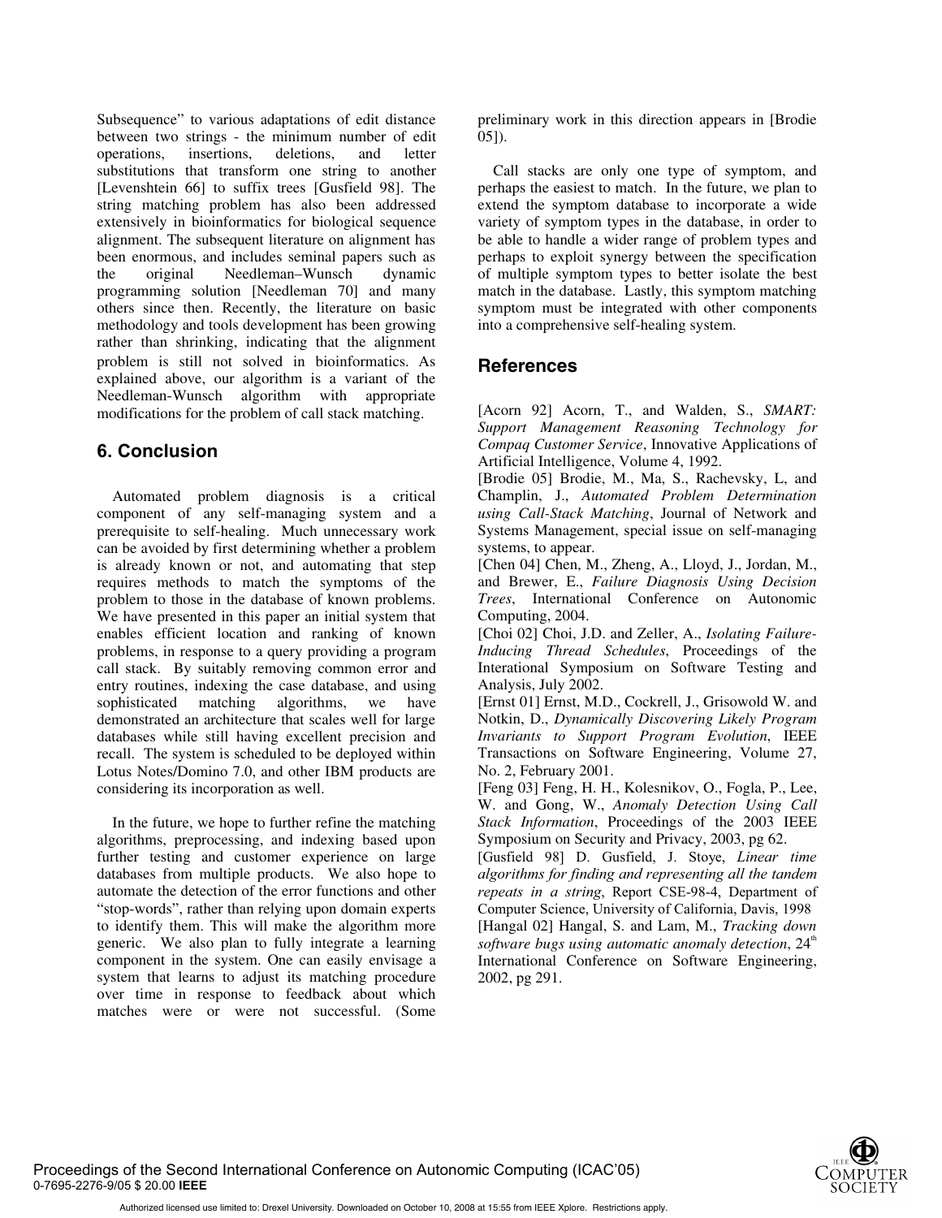Subsequence" to various adaptations of edit distance between two strings - the minimum number of edit operations, insertions, deletions, and letter substitutions that transform one string to another [Levenshtein 66] to suffix trees [Gusfield 98]. The string matching problem has also been addressed extensively in bioinformatics for biological sequence alignment. The subsequent literature on alignment has been enormous, and includes seminal papers such as the original Needleman–Wunsch dynamic programming solution [Needleman 70] and many others since then. Recently, the literature on basic methodology and tools development has been growing rather than shrinking, indicating that the alignment problem is still not solved in bioinformatics. As explained above, our algorithm is a variant of the Needleman-Wunsch algorithm with appropriate modifications for the problem of call stack matching.

## 6. Conclusion

Automated problem diagnosis is a critical component of any self-managing system and a prerequisite to self-healing. Much unnecessary work can be avoided by first determining whether a problem is already known or not, and automating that step requires methods to match the symptoms of the problem to those in the database of known problems. We have presented in this paper an initial system that enables efficient location and ranking of known problems, in response to a query providing a program call stack. By suitably removing common error and entry routines, indexing the case database, and using sophisticated matching algorithms, we have demonstrated an architecture that scales well for large databases while still having excellent precision and recall. The system is scheduled to be deployed within Lotus Notes/Domino 7.0, and other IBM products are considering its incorporation as well.

In the future, we hope to further refine the matching algorithms, preprocessing, and indexing based upon further testing and customer experience on large databases from multiple products. We also hope to automate the detection of the error functions and other "stop-words", rather than relying upon domain experts to identify them. This will make the algorithm more generic. We also plan to fully integrate a learning component in the system. One can easily envisage a system that learns to adjust its matching procedure over time in response to feedback about which matches were or were not successful. (Some preliminary work in this direction appears in [Brodie 05]).

Call stacks are only one type of symptom, and perhaps the easiest to match. In the future, we plan to extend the symptom database to incorporate a wide variety of symptom types in the database, in order to be able to handle a wider range of problem types and perhaps to exploit synergy between the specification of multiple symptom types to better isolate the best match in the database. Lastly, this symptom matching symptom must be integrated with other components into a comprehensive self-healing system.

## References

[Acorn 92] Acorn, T., and Walden, S., *SMART: Support Management Reasoning Technology for Compaq Customer Service*, Innovative Applications of Artificial Intelligence, Volume 4, 1992.

[Brodie 05] Brodie, M., Ma, S., Rachevsky, L, and Champlin, J., *Automated Problem Determination using Call-Stack Matching*, Journal of Network and Systems Management, special issue on self-managing systems, to appear.

[Chen 04] Chen, M., Zheng, A., Lloyd, J., Jordan, M., and Brewer, E., *Failure Diagnosis Using Decision Trees*, International Conference on Autonomic Computing, 2004.

[Choi 02] Choi, J.D. and Zeller, A., *Isolating Failure-Inducing Thread Schedules*, Proceedings of the Interational Symposium on Software Testing and Analysis, July 2002.

[Ernst 01] Ernst, M.D., Cockrell, J., Grisowold W. and Notkin, D., *Dynamically Discovering Likely Program Invariants to Support Program Evolution*, IEEE Transactions on Software Engineering, Volume 27, No. 2, February 2001.

[Feng 03] Feng, H. H., Kolesnikov, O., Fogla, P., Lee, W. and Gong, W., *Anomaly Detection Using Call Stack Information*, Proceedings of the 2003 IEEE Symposium on Security and Privacy, 2003, pg 62.

[Gusfield 98] D. Gusfield, J. Stoye, *Linear time algorithms for finding and representing all the tandem repeats in a string*, Report CSE-98-4, Department of Computer Science, University of California, Davis, 1998

[Hangal 02] Hangal, S. and Lam, M., *Tracking down software bugs using automatic anomaly detection*, 24th International Conference on Software Engineering, 2002, pg 291.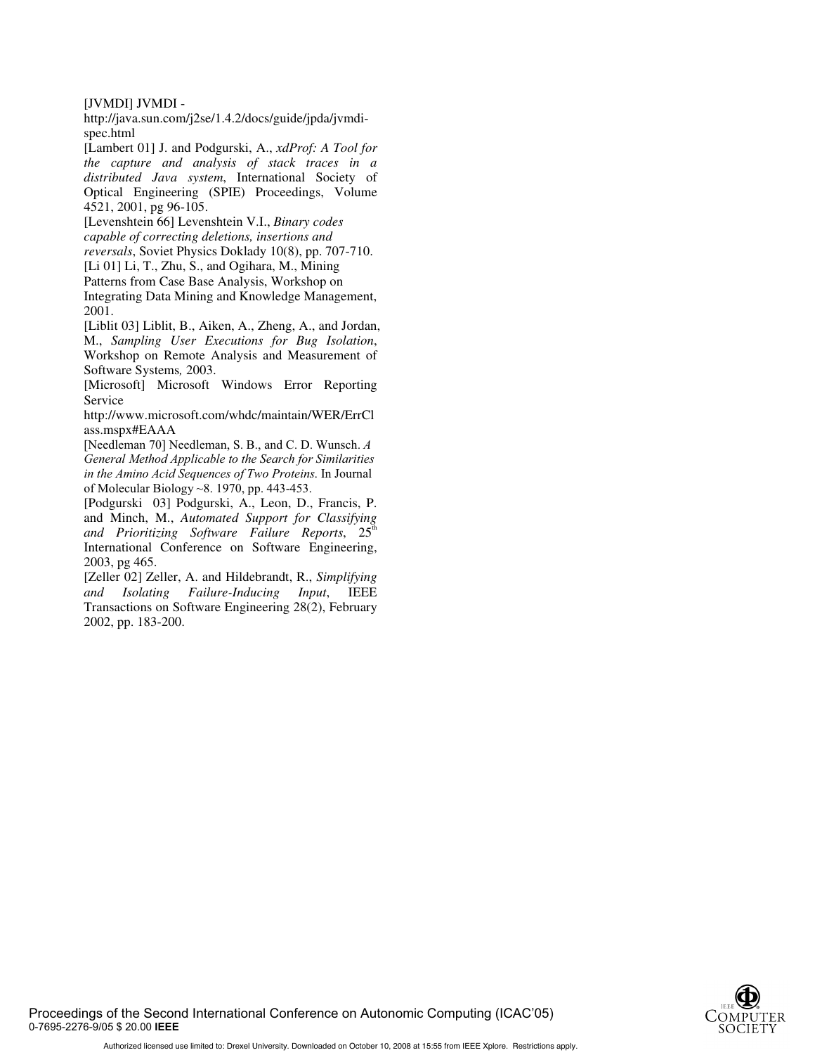[JVMDI] JVMDI - http://java.sun.com/j2se/1.4.2/docs/guide/jpda/jvmdi-spec.html

[Lambert 01] J. and Podgurski, A., *xdProf: A Tool for the capture and analysis of stack traces in a distributed Java system*, International Society of Optical Engineering (SPIE) Proceedings, Volume 4521, 2001, pg 96-105.

[Levenshtein 66] Levenshtein V.I., *Binary codes capable of correcting deletions, insertions and reversals*, Soviet Physics Doklady 10(8), pp. 707-710.

[Li 01] Li, T., Zhu, S., and Ogihara, M., Mining Patterns from Case Base Analysis, Workshop on Integrating Data Mining and Knowledge Management, 2001.

[Liblit 03] Liblit, B., Aiken, A., Zheng, A., and Jordan, M., *Sampling User Executions for Bug Isolation*, Workshop on Remote Analysis and Measurement of Software Systems*,* 2003.

[Microsoft] Microsoft Windows Error Reporting Service http://www.microsoft.com/whdc/maintain/WER/ErrClass.mspx#EAAA

[Needleman 70] Needleman, S. B., and C. D. Wunsch. *A General Method Applicable to the Search for Similarities in the Amino Acid Sequences of Two Proteins*. In Journal of Molecular Biology ~8. 1970, pp. 443-453.

[Podgurski 03] Podgurski, A., Leon, D., Francis, P. and Minch, M., *Automated Support for Classifying and Prioritizing Software Failure Reports*, 25th International Conference on Software Engineering, 2003, pg 465.

[Zeller 02] Zeller, A. and Hildebrandt, R., *Simplifying and Isolating Failure-Inducing Input*, IEEE Transactions on Software Engineering 28(2), February 2002, pp. 183-200.